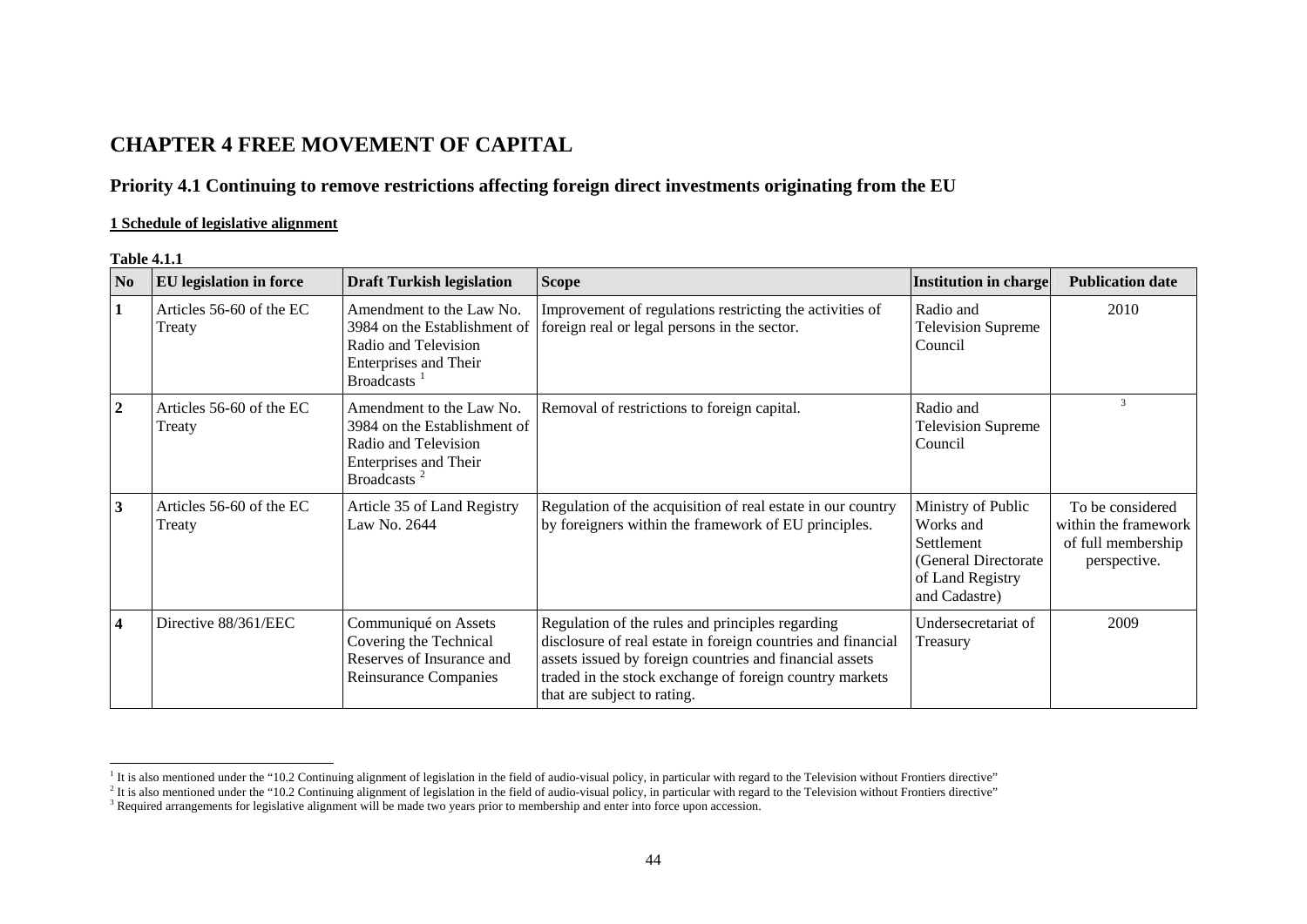# CHAPTER 4 FREE MOVEMENT OF CAPITAL

## Priority 4.1 Continuing to remove restrictions affecting foreign direct investments originating from the EU

**1 Schedule of legislative alignment**

**Table 4.1.1**

| No | EU legislation in force | Draft Turkish legislation | Scope | Institution in charge | Publication date |
|---|---|---|---|---|---|
| 1 | Articles 56-60 of the EC Treaty | Amendment to the Law No. 3984 on the Establishment of Radio and Television Enterprises and Their Broadcasts [1] | Improvement of regulations restricting the activities of foreign real or legal persons in the sector. | Radio and Television Supreme Council | 2010 |
| 2 | Articles 56-60 of the EC Treaty | Amendment to the Law No. 3984 on the Establishment of Radio and Television Enterprises and Their Broadcasts [2] | Removal of restrictions to foreign capital. | Radio and Television Supreme Council | [3] |
| 3 | Articles 56-60 of the EC Treaty | Article 35 of Land Registry Law No. 2644 | Regulation of the acquisition of real estate in our country by foreigners within the framework of EU principles. | Ministry of Public Works and Settlement (General Directorate of Land Registry and Cadastre) | To be considered within the framework of full membership perspective. |
| 4 | Directive 88/361/EEC | Communiqué on Assets Covering the Technical Reserves of Insurance and Reinsurance Companies | Regulation of the rules and principles regarding disclosure of real estate in foreign countries and financial assets issued by foreign countries and financial assets traded in the stock exchange of foreign country markets that are subject to rating. | Undersecretariat of Treasury | 2009 |

[1] It is also mentioned under the "10.2 Continuing alignment of legislation in the field of audio-visual policy, in particular with regard to the Television without Frontiers directive"

[2] It is also mentioned under the "10.2 Continuing alignment of legislation in the field of audio-visual policy, in particular with regard to the Television without Frontiers directive"

[3] Required arrangements for legislative alignment will be made two years prior to membership and enter into force upon accession.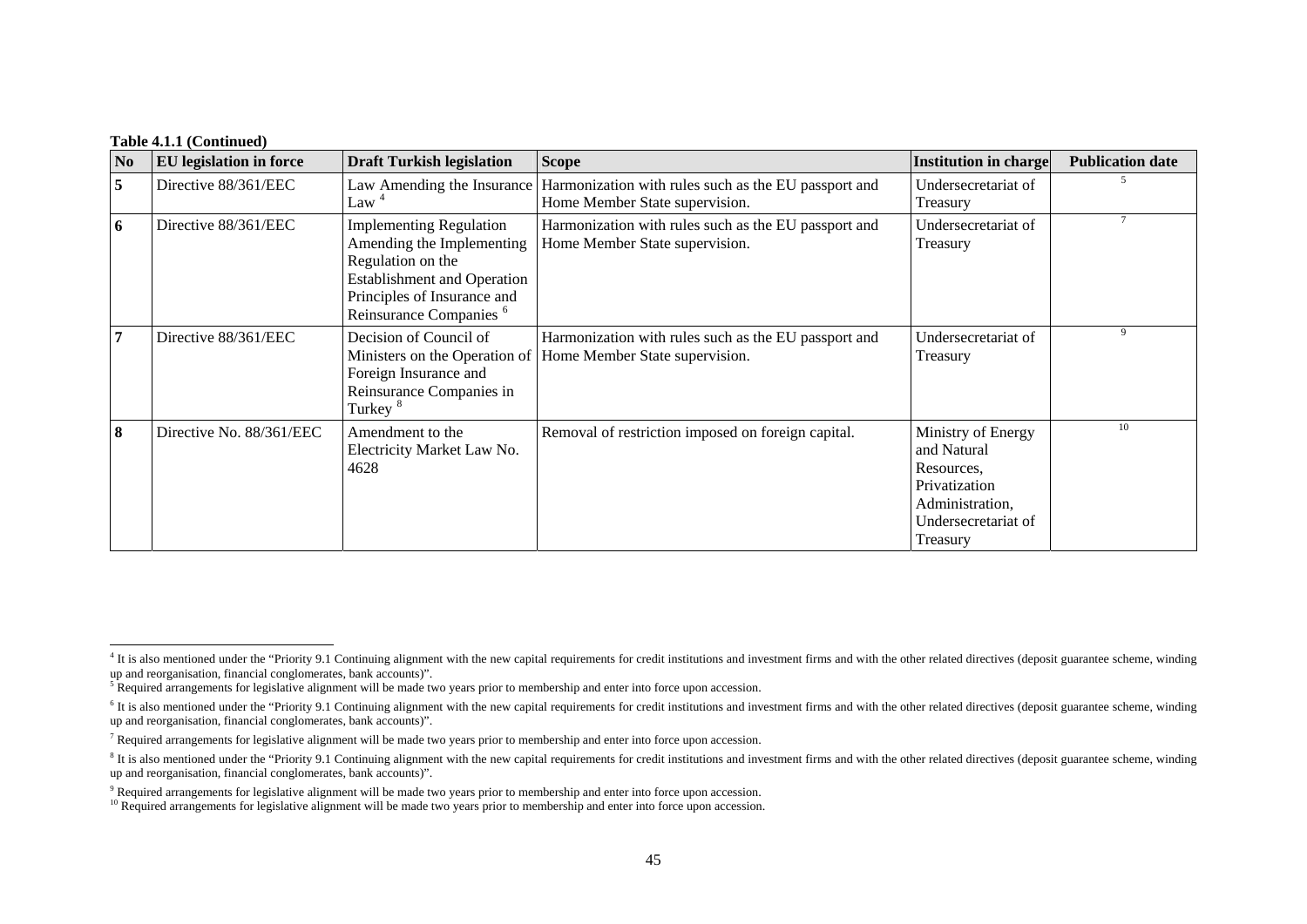**Table 4.1.1 (Continued)**

| No | EU legislation in force | Draft Turkish legislation | Scope | Institution in charge | Publication date |
|---|---|---|---|---|---|
| 5 | Directive 88/361/EEC | Law Amending the Insurance Law [4] | Harmonization with rules such as the EU passport and Home Member State supervision. | Undersecretariat of Treasury | [5] |
| 6 | Directive 88/361/EEC | Implementing Regulation Amending the Implementing Regulation on the Establishment and Operation Principles of Insurance and Reinsurance Companies [6] | Harmonization with rules such as the EU passport and Home Member State supervision. | Undersecretariat of Treasury | [7] |
| 7 | Directive 88/361/EEC | Decision of Council of Ministers on the Operation of Foreign Insurance and Reinsurance Companies in Turkey [8] | Harmonization with rules such as the EU passport and Home Member State supervision. | Undersecretariat of Treasury | [9] |
| 8 | Directive No. 88/361/EEC | Amendment to the Electricity Market Law No. 4628 | Removal of restriction imposed on foreign capital. | Ministry of Energy and Natural Resources, Privatization Administration, Undersecretariat of Treasury | [10] |

[4] It is also mentioned under the "Priority 9.1 Continuing alignment with the new capital requirements for credit institutions and investment firms and with the other related directives (deposit guarantee scheme, winding up and reorganisation, financial conglomerates, bank accounts)".

[5] Required arrangements for legislative alignment will be made two years prior to membership and enter into force upon accession.

[6] It is also mentioned under the "Priority 9.1 Continuing alignment with the new capital requirements for credit institutions and investment firms and with the other related directives (deposit guarantee scheme, winding up and reorganisation, financial conglomerates, bank accounts)".

[7] Required arrangements for legislative alignment will be made two years prior to membership and enter into force upon accession.

[8] It is also mentioned under the "Priority 9.1 Continuing alignment with the new capital requirements for credit institutions and investment firms and with the other related directives (deposit guarantee scheme, winding up and reorganisation, financial conglomerates, bank accounts)".

[9] Required arrangements for legislative alignment will be made two years prior to membership and enter into force upon accession.

[10] Required arrangements for legislative alignment will be made two years prior to membership and enter into force upon accession.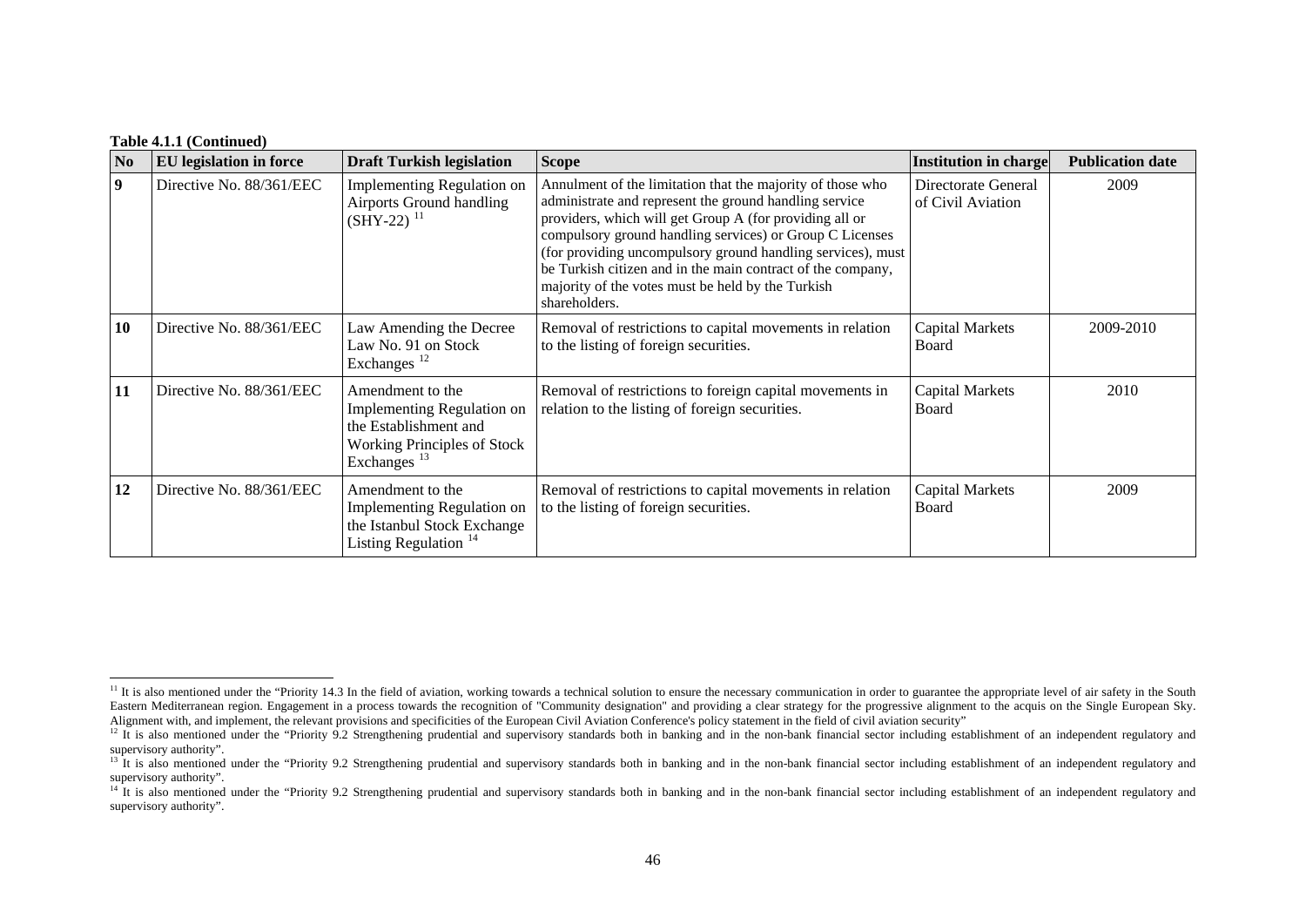**Table 4.1.1 (Continued)**

| No | EU legislation in force | Draft Turkish legislation | Scope | Institution in charge | Publication date |
|---|---|---|---|---|---|
| 9 | Directive No. 88/361/EEC | Implementing Regulation on Airports Ground handling (SHY-22) [11] | Annulment of the limitation that the majority of those who administrate and represent the ground handling service providers, which will get Group A (for providing all or compulsory ground handling services) or Group C Licenses (for providing uncompulsory ground handling services), must be Turkish citizen and in the main contract of the company, majority of the votes must be held by the Turkish shareholders. | Directorate General of Civil Aviation | 2009 |
| 10 | Directive No. 88/361/EEC | Law Amending the Decree Law No. 91 on Stock Exchanges [12] | Removal of restrictions to capital movements in relation to the listing of foreign securities. | Capital Markets Board | 2009-2010 |
| 11 | Directive No. 88/361/EEC | Amendment to the Implementing Regulation on the Establishment and Working Principles of Stock Exchanges [13] | Removal of restrictions to foreign capital movements in relation to the listing of foreign securities. | Capital Markets Board | 2010 |
| 12 | Directive No. 88/361/EEC | Amendment to the Implementing Regulation on the Istanbul Stock Exchange Listing Regulation [14] | Removal of restrictions to capital movements in relation to the listing of foreign securities. | Capital Markets Board | 2009 |

[11] It is also mentioned under the "Priority 14.3 In the field of aviation, working towards a technical solution to ensure the necessary communication in order to guarantee the appropriate level of air safety in the South Eastern Mediterranean region. Engagement in a process towards the recognition of "Community designation" and providing a clear strategy for the progressive alignment to the acquis on the Single European Sky. Alignment with, and implement, the relevant provisions and specificities of the European Civil Aviation Conference's policy statement in the field of civil aviation security"

[12] It is also mentioned under the "Priority 9.2 Strengthening prudential and supervisory standards both in banking and in the non-bank financial sector including establishment of an independent regulatory and supervisory authority".

[13] It is also mentioned under the "Priority 9.2 Strengthening prudential and supervisory standards both in banking and in the non-bank financial sector including establishment of an independent regulatory and supervisory authority".

[14] It is also mentioned under the "Priority 9.2 Strengthening prudential and supervisory standards both in banking and in the non-bank financial sector including establishment of an independent regulatory and supervisory authority".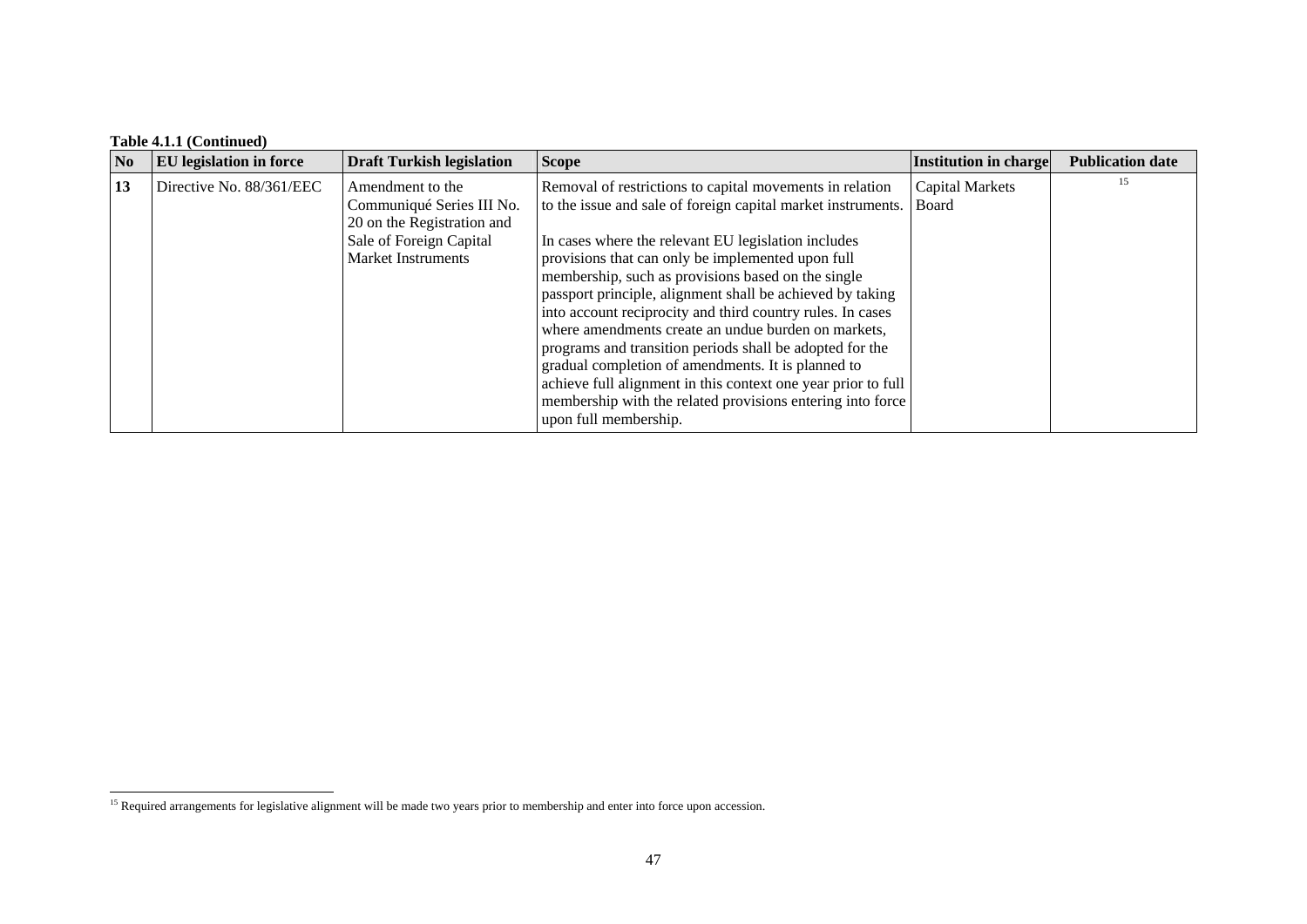**Table 4.1.1 (Continued)**

| No | EU legislation in force | Draft Turkish legislation | Scope | Institution in charge | Publication date |
|---|---|---|---|---|---|
| **13** | Directive No. 88/361/EEC | Amendment to the Communiqué Series III No. 20 on the Registration and Sale of Foreign Capital Market Instruments | Removal of restrictions to capital movements in relation to the issue and sale of foreign capital market instruments.<br><br>In cases where the relevant EU legislation includes provisions that can only be implemented upon full membership, such as provisions based on the single passport principle, alignment shall be achieved by taking into account reciprocity and third country rules. In cases where amendments create an undue burden on markets, programs and transition periods shall be adopted for the gradual completion of amendments. It is planned to achieve full alignment in this context one year prior to full membership with the related provisions entering into force upon full membership. | Capital Markets Board | [15] |

[15] Required arrangements for legislative alignment will be made two years prior to membership and enter into force upon accession.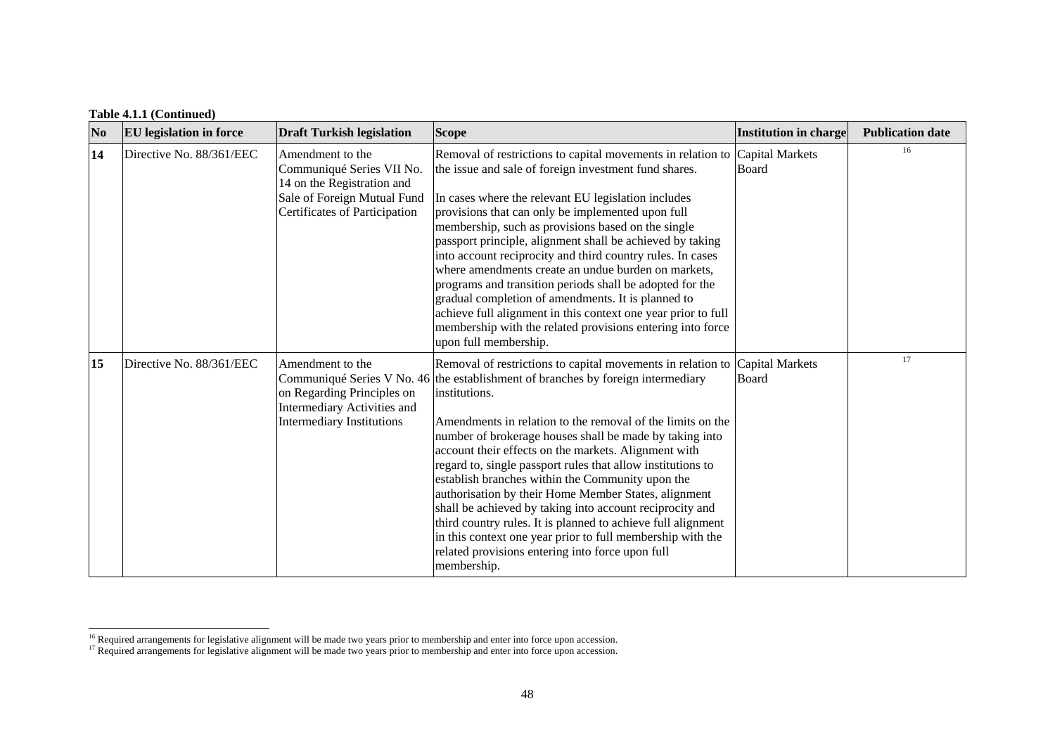**Table 4.1.1 (Continued)**

| No | EU legislation in force | Draft Turkish legislation | Scope | Institution in charge | Publication date |
|---|---|---|---|---|---|
| **14** | Directive No. 88/361/EEC | Amendment to the Communiqué Series VII No. 14 on the Registration and Sale of Foreign Mutual Fund Certificates of Participation | Removal of restrictions to capital movements in relation to the issue and sale of foreign investment fund shares.<br><br>In cases where the relevant EU legislation includes provisions that can only be implemented upon full membership, such as provisions based on the single passport principle, alignment shall be achieved by taking into account reciprocity and third country rules. In cases where amendments create an undue burden on markets, programs and transition periods shall be adopted for the gradual completion of amendments. It is planned to achieve full alignment in this context one year prior to full membership with the related provisions entering into force upon full membership. | Capital Markets Board | [16] |
| **15** | Directive No. 88/361/EEC | Amendment to the Communiqué Series V No. 46 on Regarding Principles on Intermediary Activities and Intermediary Institutions | Removal of restrictions to capital movements in relation to the establishment of branches by foreign intermediary institutions.<br><br>Amendments in relation to the removal of the limits on the number of brokerage houses shall be made by taking into account their effects on the markets. Alignment with regard to, single passport rules that allow institutions to establish branches within the Community upon the authorisation by their Home Member States, alignment shall be achieved by taking into account reciprocity and third country rules. It is planned to achieve full alignment in this context one year prior to full membership with the related provisions entering into force upon full membership. | Capital Markets Board | [17] |

[16] Required arrangements for legislative alignment will be made two years prior to membership and enter into force upon accession.

[17] Required arrangements for legislative alignment will be made two years prior to membership and enter into force upon accession.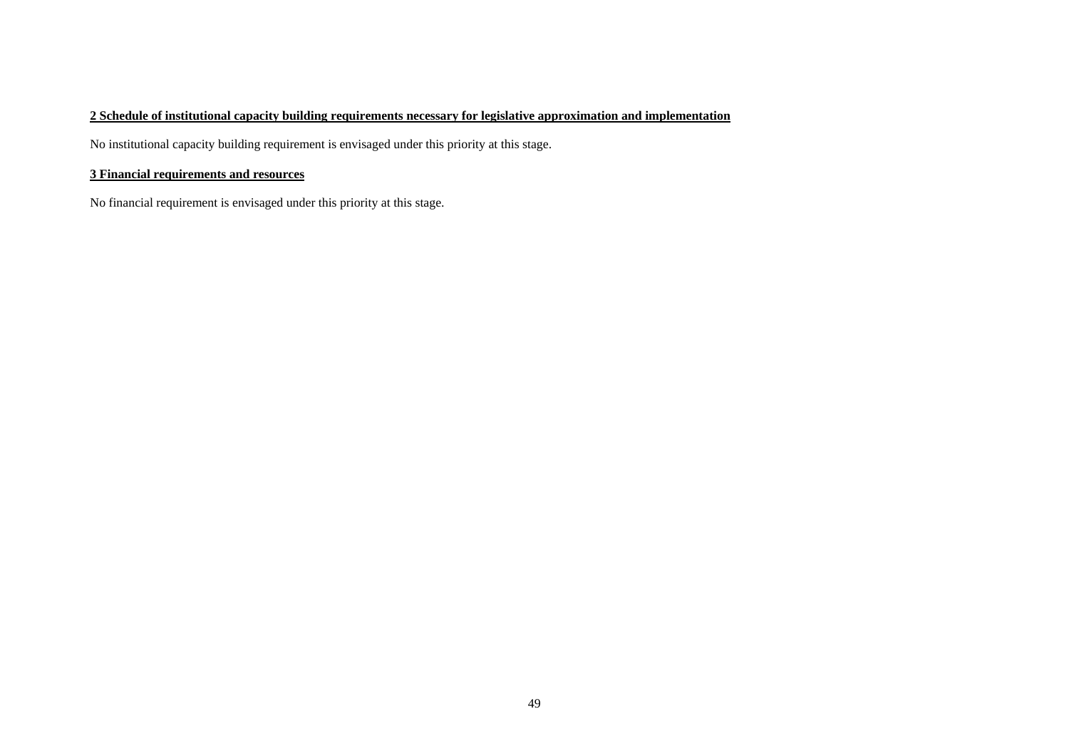**2 Schedule of institutional capacity building requirements necessary for legislative approximation and implementation**

No institutional capacity building requirement is envisaged under this priority at this stage.

**3 Financial requirements and resources**

No financial requirement is envisaged under this priority at this stage.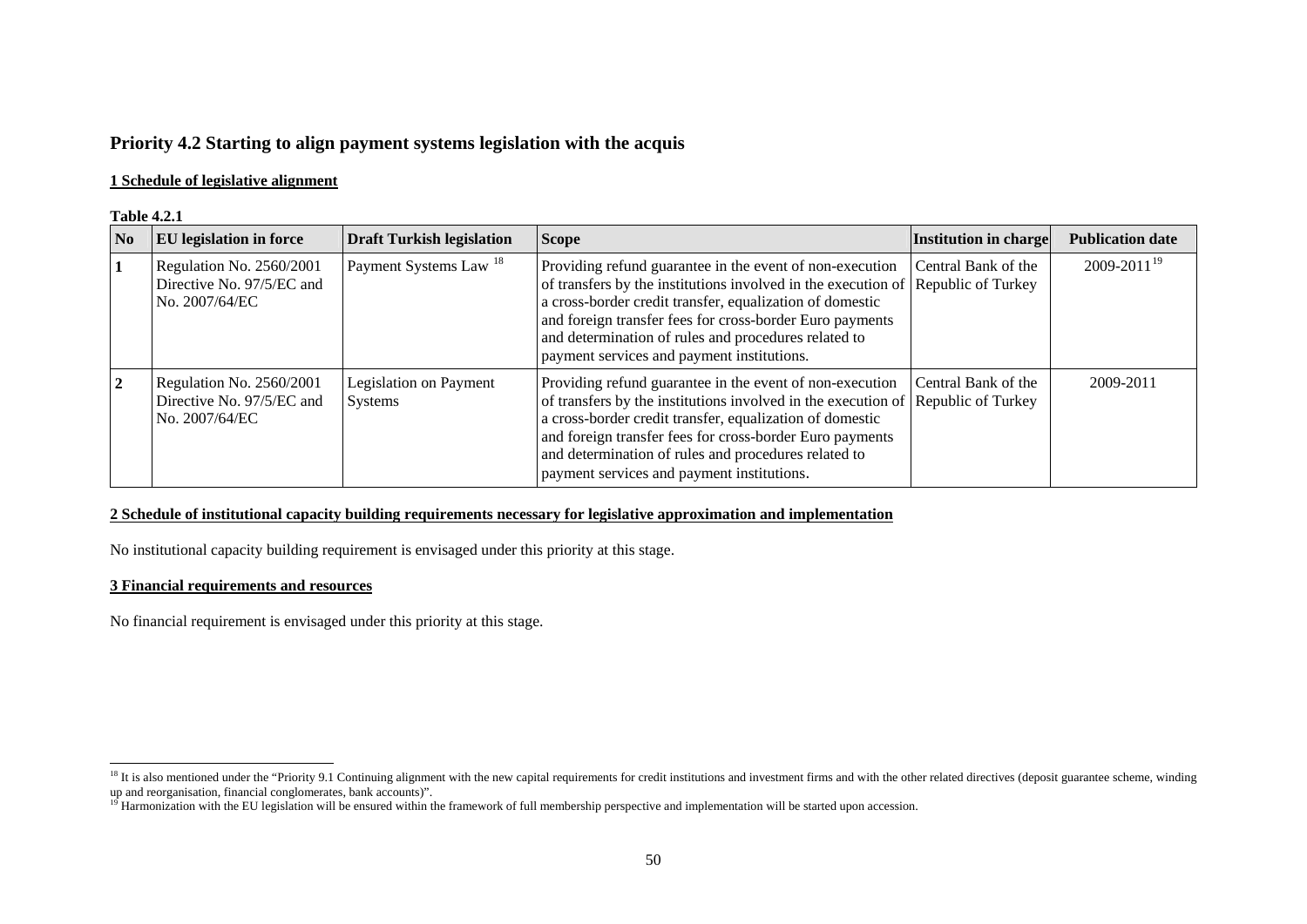## Priority 4.2 Starting to align payment systems legislation with the acquis

**1 Schedule of legislative alignment**

**Table 4.2.1**

| No | EU legislation in force | Draft Turkish legislation | Scope | Institution in charge | Publication date |
|---|---|---|---|---|---|
| 1 | Regulation No. 2560/2001 Directive No. 97/5/EC and No. 2007/64/EC | Payment Systems Law [18] | Providing refund guarantee in the event of non-execution of transfers by the institutions involved in the execution of a cross-border credit transfer, equalization of domestic and foreign transfer fees for cross-border Euro payments and determination of rules and procedures related to payment services and payment institutions. | Central Bank of the Republic of Turkey | 2009-2011[19] |
| 2 | Regulation No. 2560/2001 Directive No. 97/5/EC and No. 2007/64/EC | Legislation on Payment Systems | Providing refund guarantee in the event of non-execution of transfers by the institutions involved in the execution of a cross-border credit transfer, equalization of domestic and foreign transfer fees for cross-border Euro payments and determination of rules and procedures related to payment services and payment institutions. | Central Bank of the Republic of Turkey | 2009-2011 |

**2 Schedule of institutional capacity building requirements necessary for legislative approximation and implementation**

No institutional capacity building requirement is envisaged under this priority at this stage.

**3 Financial requirements and resources**

No financial requirement is envisaged under this priority at this stage.

[18] It is also mentioned under the "Priority 9.1 Continuing alignment with the new capital requirements for credit institutions and investment firms and with the other related directives (deposit guarantee scheme, winding up and reorganisation, financial conglomerates, bank accounts)".

[19] Harmonization with the EU legislation will be ensured within the framework of full membership perspective and implementation will be started upon accession.